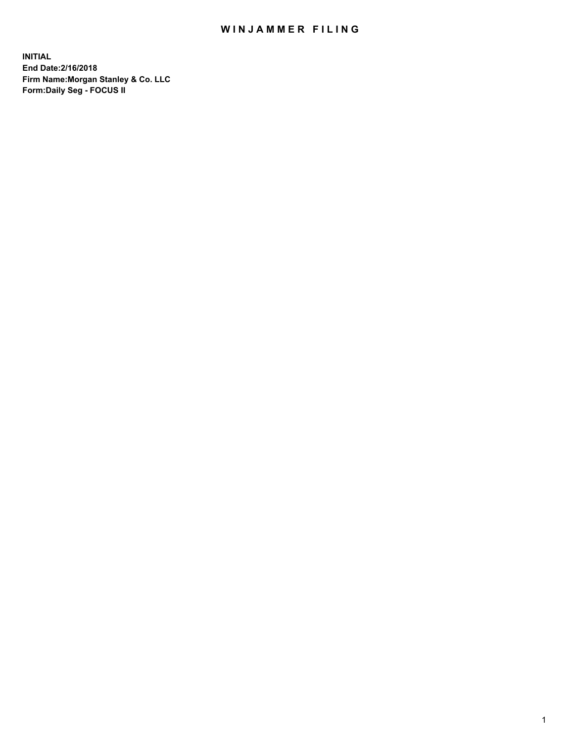# WINJAMMER FILING

**INITIAL**
**End Date:2/16/2018**
**Firm Name:Morgan Stanley & Co. LLC**
**Form:Daily Seg - FOCUS II**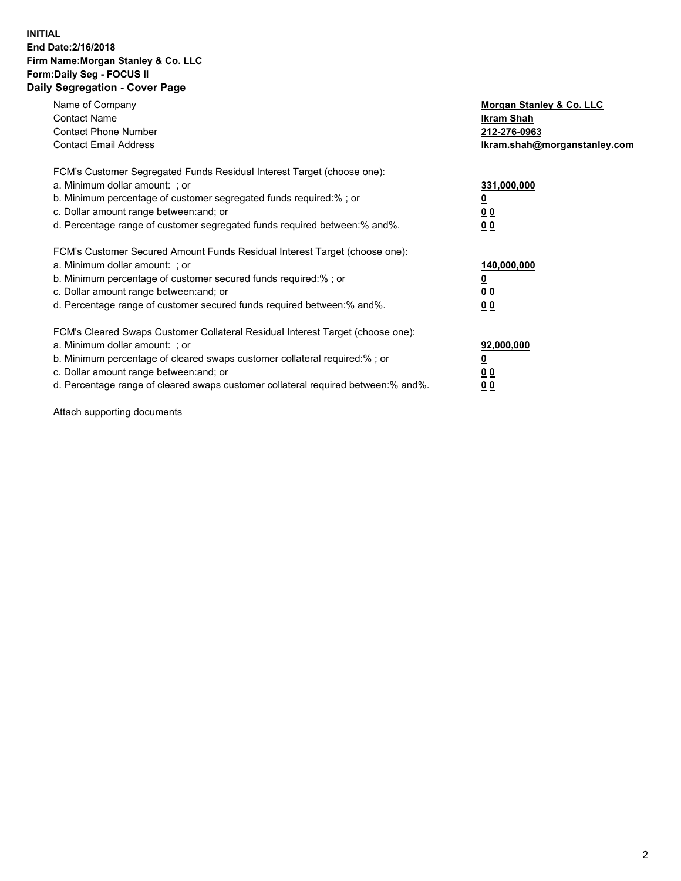**INITIAL**
**End Date:2/16/2018**
**Firm Name:Morgan Stanley & Co. LLC**
**Form:Daily Seg - FOCUS II**
## Daily Segregation - Cover Page

| | |
|---|---|
| Name of Company | Morgan Stanley & Co. LLC |
| Contact Name | Ikram Shah |
| Contact Phone Number | 212-276-0963 |
| Contact Email Address | Ikram.shah@morganstanley.com |

FCM's Customer Segregated Funds Residual Interest Target (choose one):

| | |
|---|---|
| a. Minimum dollar amount: ; or | 331,000,000 |
| b. Minimum percentage of customer segregated funds required:% ; or | 0 |
| c. Dollar amount range between:and; or | 0 0 |
| d. Percentage range of customer segregated funds required between:% and%. | 0 0 |

FCM's Customer Secured Amount Funds Residual Interest Target (choose one):

| | |
|---|---|
| a. Minimum dollar amount: ; or | 140,000,000 |
| b. Minimum percentage of customer secured funds required:% ; or | 0 |
| c. Dollar amount range between:and; or | 0 0 |
| d. Percentage range of customer secured funds required between:% and%. | 0 0 |

FCM's Cleared Swaps Customer Collateral Residual Interest Target (choose one):

| | |
|---|---|
| a. Minimum dollar amount: ; or | 92,000,000 |
| b. Minimum percentage of cleared swaps customer collateral required:% ; or | 0 |
| c. Dollar amount range between:and; or | 0 0 |
| d. Percentage range of cleared swaps customer collateral required between:% and%. | 0 0 |

Attach supporting documents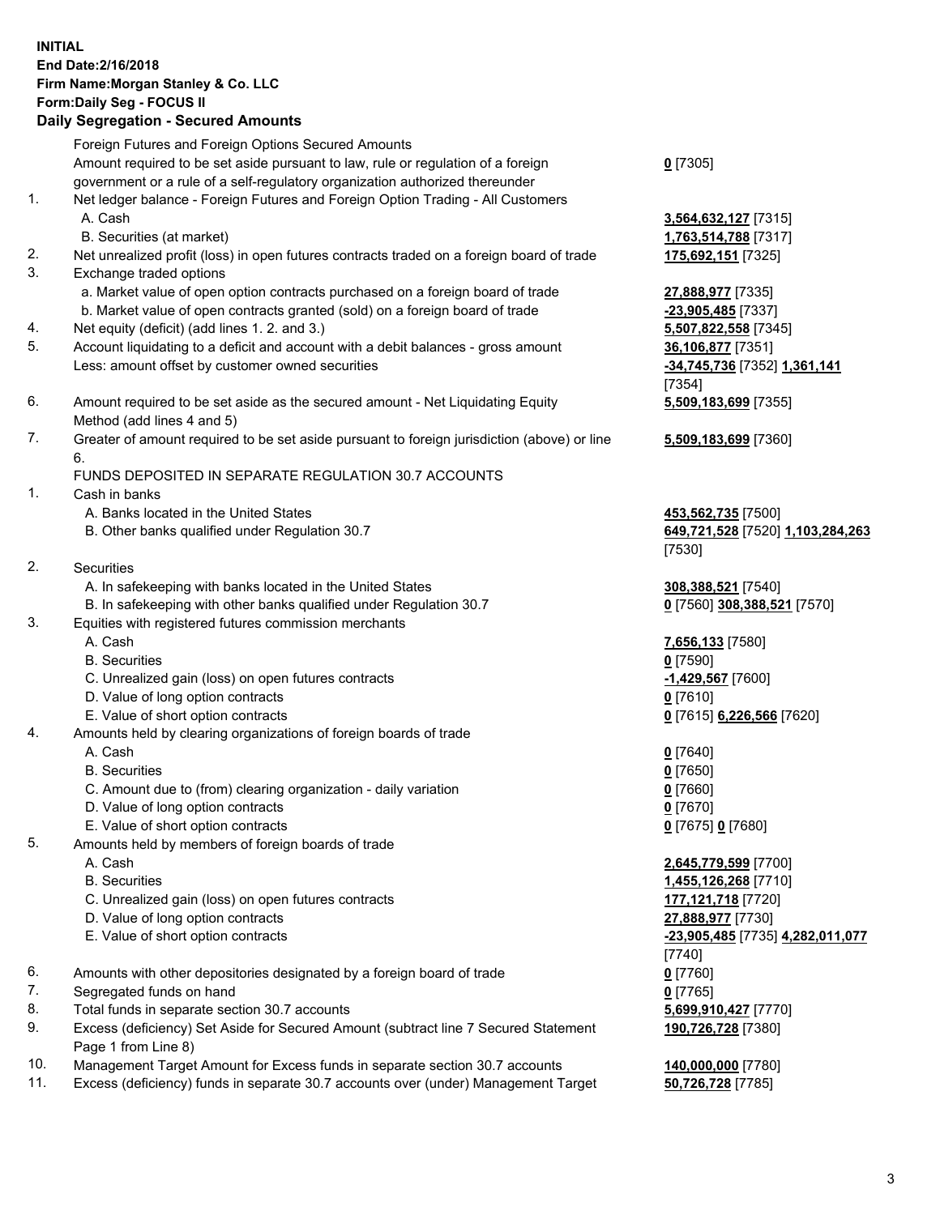**INITIAL**
**End Date:2/16/2018**
**Firm Name:Morgan Stanley & Co. LLC**
**Form:Daily Seg - FOCUS II**
**Daily Segregation - Secured Amounts**

| | | |
|---|---|---|
| | Foreign Futures and Foreign Options Secured Amounts | |
| | Amount required to be set aside pursuant to law, rule or regulation of a foreign government or a rule of a self-regulatory organization authorized thereunder | **0** [7305] |
| 1. | Net ledger balance - Foreign Futures and Foreign Option Trading - All Customers | |
| | A. Cash | **3,564,632,127** [7315] |
| | B. Securities (at market) | **1,763,514,788** [7317] |
| 2. | Net unrealized profit (loss) in open futures contracts traded on a foreign board of trade | **175,692,151** [7325] |
| 3. | Exchange traded options | |
| | a. Market value of open option contracts purchased on a foreign board of trade | **27,888,977** [7335] |
| | b. Market value of open contracts granted (sold) on a foreign board of trade | **-23,905,485** [7337] |
| 4. | Net equity (deficit) (add lines 1. 2. and 3.) | **5,507,822,558** [7345] |
| 5. | Account liquidating to a deficit and account with a debit balances - gross amount | **36,106,877** [7351] |
| | Less: amount offset by customer owned securities | **-34,745,736** [7352] **1,361,141** [7354] |
| 6. | Amount required to be set aside as the secured amount - Net Liquidating Equity Method (add lines 4 and 5) | **5,509,183,699** [7355] |
| 7. | Greater of amount required to be set aside pursuant to foreign jurisdiction (above) or line 6. | **5,509,183,699** [7360] |
| | FUNDS DEPOSITED IN SEPARATE REGULATION 30.7 ACCOUNTS | |
| 1. | Cash in banks | |
| | A. Banks located in the United States | **453,562,735** [7500] |
| | B. Other banks qualified under Regulation 30.7 | **649,721,528** [7520] **1,103,284,263** [7530] |
| 2. | Securities | |
| | A. In safekeeping with banks located in the United States | **308,388,521** [7540] |
| | B. In safekeeping with other banks qualified under Regulation 30.7 | **0** [7560] **308,388,521** [7570] |
| 3. | Equities with registered futures commission merchants | |
| | A. Cash | **7,656,133** [7580] |
| | B. Securities | **0** [7590] |
| | C. Unrealized gain (loss) on open futures contracts | **-1,429,567** [7600] |
| | D. Value of long option contracts | **0** [7610] |
| | E. Value of short option contracts | **0** [7615] **6,226,566** [7620] |
| 4. | Amounts held by clearing organizations of foreign boards of trade | |
| | A. Cash | **0** [7640] |
| | B. Securities | **0** [7650] |
| | C. Amount due to (from) clearing organization - daily variation | **0** [7660] |
| | D. Value of long option contracts | **0** [7670] |
| | E. Value of short option contracts | **0** [7675] **0** [7680] |
| 5. | Amounts held by members of foreign boards of trade | |
| | A. Cash | **2,645,779,599** [7700] |
| | B. Securities | **1,455,126,268** [7710] |
| | C. Unrealized gain (loss) on open futures contracts | **177,121,718** [7720] |
| | D. Value of long option contracts | **27,888,977** [7730] |
| | E. Value of short option contracts | **-23,905,485** [7735] **4,282,011,077** [7740] |
| 6. | Amounts with other depositories designated by a foreign board of trade | **0** [7760] |
| 7. | Segregated funds on hand | **0** [7765] |
| 8. | Total funds in separate section 30.7 accounts | **5,699,910,427** [7770] |
| 9. | Excess (deficiency) Set Aside for Secured Amount (subtract line 7 Secured Statement Page 1 from Line 8) | **190,726,728** [7380] |
| 10. | Management Target Amount for Excess funds in separate section 30.7 accounts | **140,000,000** [7780] |
| 11. | Excess (deficiency) funds in separate 30.7 accounts over (under) Management Target | **50,726,728** [7785] |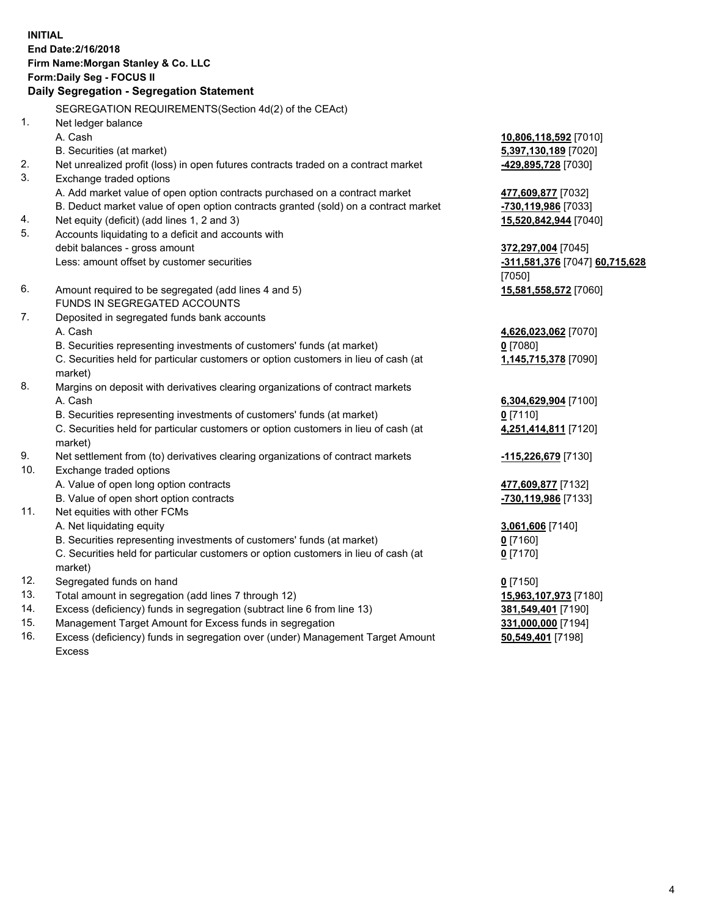**INITIAL**
**End Date:2/16/2018**
**Firm Name:Morgan Stanley & Co. LLC**
**Form:Daily Seg - FOCUS II**
**Daily Segregation - Segregation Statement**

| | | |
|---|---|---|
| | SEGREGATION REQUIREMENTS(Section 4d(2) of the CEAct) | |
| 1. | Net ledger balance | |
| | A. Cash | **10,806,118,592** [7010] |
| | B. Securities (at market) | **5,397,130,189** [7020] |
| 2. | Net unrealized profit (loss) in open futures contracts traded on a contract market | **-429,895,728** [7030] |
| 3. | Exchange traded options | |
| | A. Add market value of open option contracts purchased on a contract market | **477,609,877** [7032] |
| | B. Deduct market value of open option contracts granted (sold) on a contract market | **-730,119,986** [7033] |
| 4. | Net equity (deficit) (add lines 1, 2 and 3) | **15,520,842,944** [7040] |
| 5. | Accounts liquidating to a deficit and accounts with | |
| | debit balances - gross amount | **372,297,004** [7045] |
| | Less: amount offset by customer securities | **-311,581,376** [7047] **60,715,628** [7050] |
| 6. | Amount required to be segregated (add lines 4 and 5) | **15,581,558,572** [7060] |
| | FUNDS IN SEGREGATED ACCOUNTS | |
| 7. | Deposited in segregated funds bank accounts | |
| | A. Cash | **4,626,023,062** [7070] |
| | B. Securities representing investments of customers' funds (at market) | **0** [7080] |
| | C. Securities held for particular customers or option customers in lieu of cash (at market) | **1,145,715,378** [7090] |
| 8. | Margins on deposit with derivatives clearing organizations of contract markets | |
| | A. Cash | **6,304,629,904** [7100] |
| | B. Securities representing investments of customers' funds (at market) | **0** [7110] |
| | C. Securities held for particular customers or option customers in lieu of cash (at market) | **4,251,414,811** [7120] |
| 9. | Net settlement from (to) derivatives clearing organizations of contract markets | **-115,226,679** [7130] |
| 10. | Exchange traded options | |
| | A. Value of open long option contracts | **477,609,877** [7132] |
| | B. Value of open short option contracts | **-730,119,986** [7133] |
| 11. | Net equities with other FCMs | |
| | A. Net liquidating equity | **3,061,606** [7140] |
| | B. Securities representing investments of customers' funds (at market) | **0** [7160] |
| | C. Securities held for particular customers or option customers in lieu of cash (at market) | **0** [7170] |
| 12. | Segregated funds on hand | **0** [7150] |
| 13. | Total amount in segregation (add lines 7 through 12) | **15,963,107,973** [7180] |
| 14. | Excess (deficiency) funds in segregation (subtract line 6 from line 13) | **381,549,401** [7190] |
| 15. | Management Target Amount for Excess funds in segregation | **331,000,000** [7194] |
| 16. | Excess (deficiency) funds in segregation over (under) Management Target Amount Excess | **50,549,401** [7198] |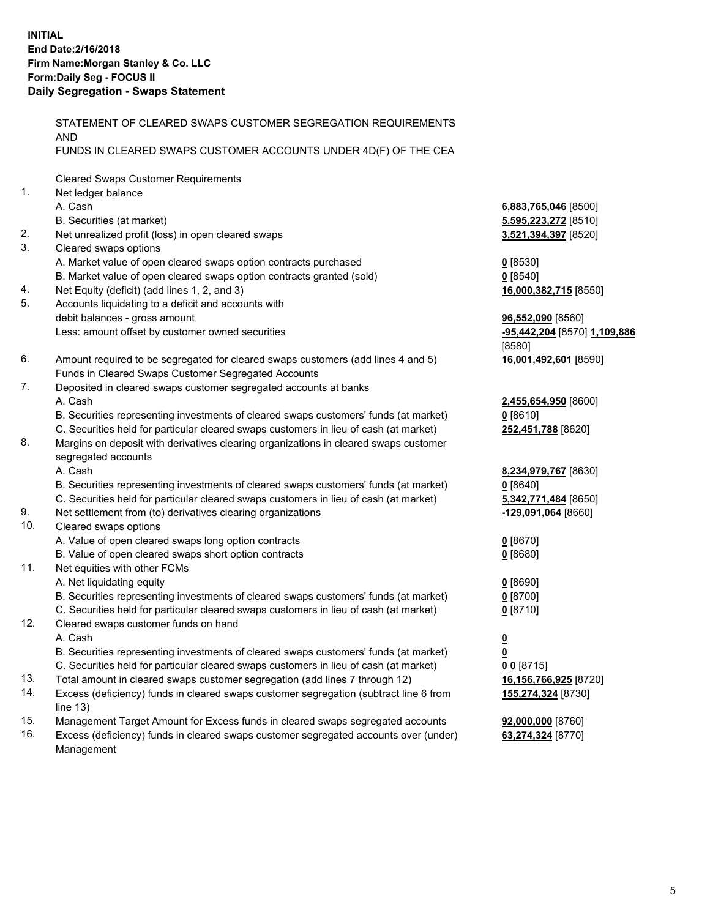**INITIAL**
**End Date:2/16/2018**
**Firm Name:Morgan Stanley & Co. LLC**
**Form:Daily Seg - FOCUS II**
**Daily Segregation - Swaps Statement**

STATEMENT OF CLEARED SWAPS CUSTOMER SEGREGATION REQUIREMENTS AND FUNDS IN CLEARED SWAPS CUSTOMER ACCOUNTS UNDER 4D(F) OF THE CEA

Cleared Swaps Customer Requirements

| | | |
|---|---|---|
| 1. | Net ledger balance | |
| | A. Cash | **6,883,765,046** [8500] |
| | B. Securities (at market) | **5,595,223,272** [8510] |
| 2. | Net unrealized profit (loss) in open cleared swaps | **3,521,394,397** [8520] |
| 3. | Cleared swaps options | |
| | A. Market value of open cleared swaps option contracts purchased | **0** [8530] |
| | B. Market value of open cleared swaps option contracts granted (sold) | **0** [8540] |
| 4. | Net Equity (deficit) (add lines 1, 2, and 3) | **16,000,382,715** [8550] |
| 5. | Accounts liquidating to a deficit and accounts with debit balances - gross amount | **96,552,090** [8560] |
| | Less: amount offset by customer owned securities | **-95,442,204** [8570] **1,109,886** [8580] |
| 6. | Amount required to be segregated for cleared swaps customers (add lines 4 and 5) | **16,001,492,601** [8590] |
| | Funds in Cleared Swaps Customer Segregated Accounts | |
| 7. | Deposited in cleared swaps customer segregated accounts at banks | |
| | A. Cash | **2,455,654,950** [8600] |
| | B. Securities representing investments of cleared swaps customers' funds (at market) | **0** [8610] |
| | C. Securities held for particular cleared swaps customers in lieu of cash (at market) | **252,451,788** [8620] |
| 8. | Margins on deposit with derivatives clearing organizations in cleared swaps customer segregated accounts | |
| | A. Cash | **8,234,979,767** [8630] |
| | B. Securities representing investments of cleared swaps customers' funds (at market) | **0** [8640] |
| | C. Securities held for particular cleared swaps customers in lieu of cash (at market) | **5,342,771,484** [8650] |
| 9. | Net settlement from (to) derivatives clearing organizations | **-129,091,064** [8660] |
| 10. | Cleared swaps options | |
| | A. Value of open cleared swaps long option contracts | **0** [8670] |
| | B. Value of open cleared swaps short option contracts | **0** [8680] |
| 11. | Net equities with other FCMs | |
| | A. Net liquidating equity | **0** [8690] |
| | B. Securities representing investments of cleared swaps customers' funds (at market) | **0** [8700] |
| | C. Securities held for particular cleared swaps customers in lieu of cash (at market) | **0** [8710] |
| 12. | Cleared swaps customer funds on hand | |
| | A. Cash | **0** |
| | B. Securities representing investments of cleared swaps customers' funds (at market) | **0** |
| | C. Securities held for particular cleared swaps customers in lieu of cash (at market) | **0** 0 [8715] |
| 13. | Total amount in cleared swaps customer segregation (add lines 7 through 12) | **16,156,766,925** [8720] |
| 14. | Excess (deficiency) funds in cleared swaps customer segregation (subtract line 6 from line 13) | **155,274,324** [8730] |
| 15. | Management Target Amount for Excess funds in cleared swaps segregated accounts | **92,000,000** [8760] |
| 16. | Excess (deficiency) funds in cleared swaps customer segregated accounts over (under) Management | **63,274,324** [8770] |